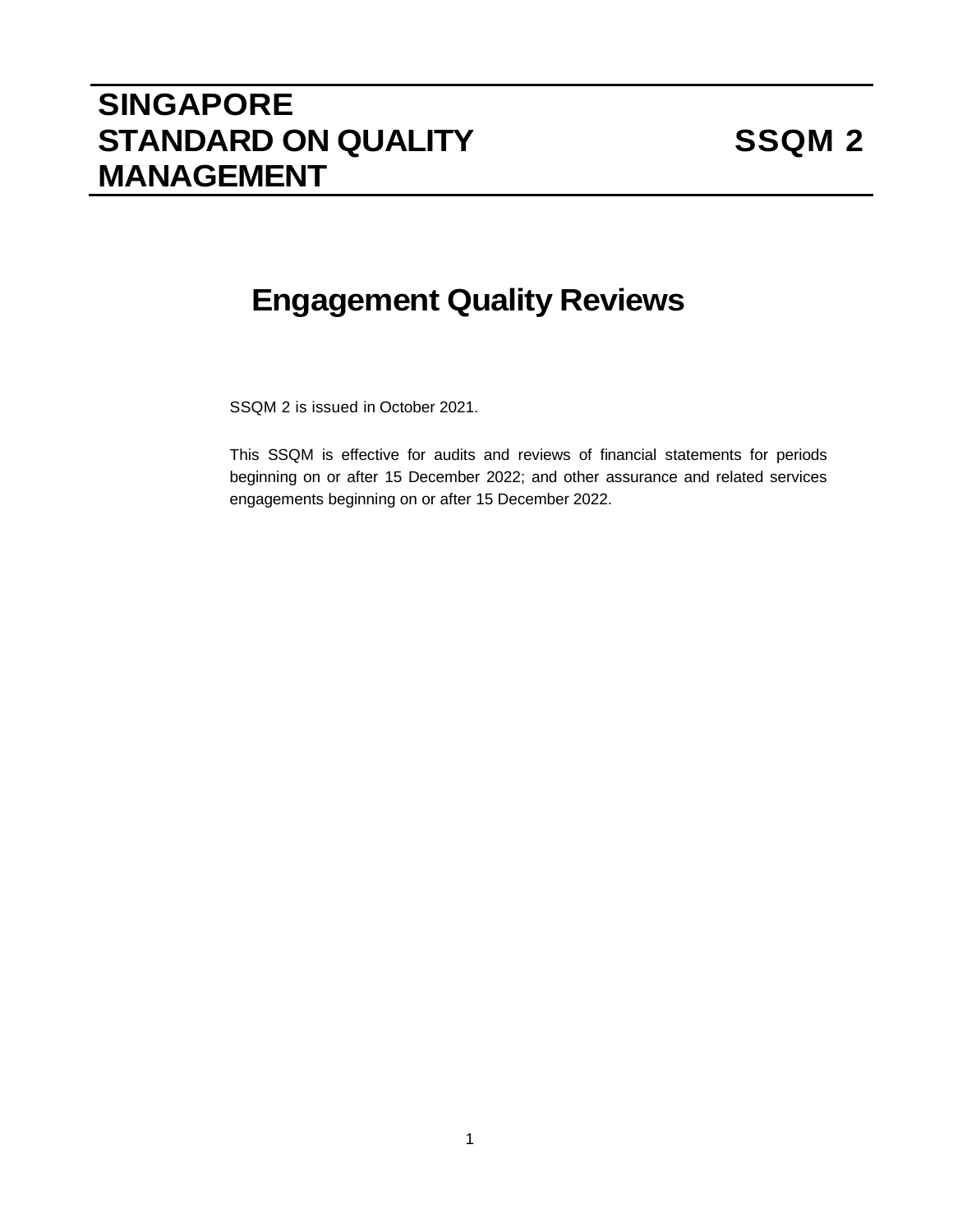# SINGAPORE STANDARD ON QUALITY MANAGEMENT

# SSQM 2

## Engagement Quality Reviews

SSQM 2 is issued in October 2021.

This SSQM is effective for audits and reviews of financial statements for periods beginning on or after 15 December 2022; and other assurance and related services engagements beginning on or after 15 December 2022.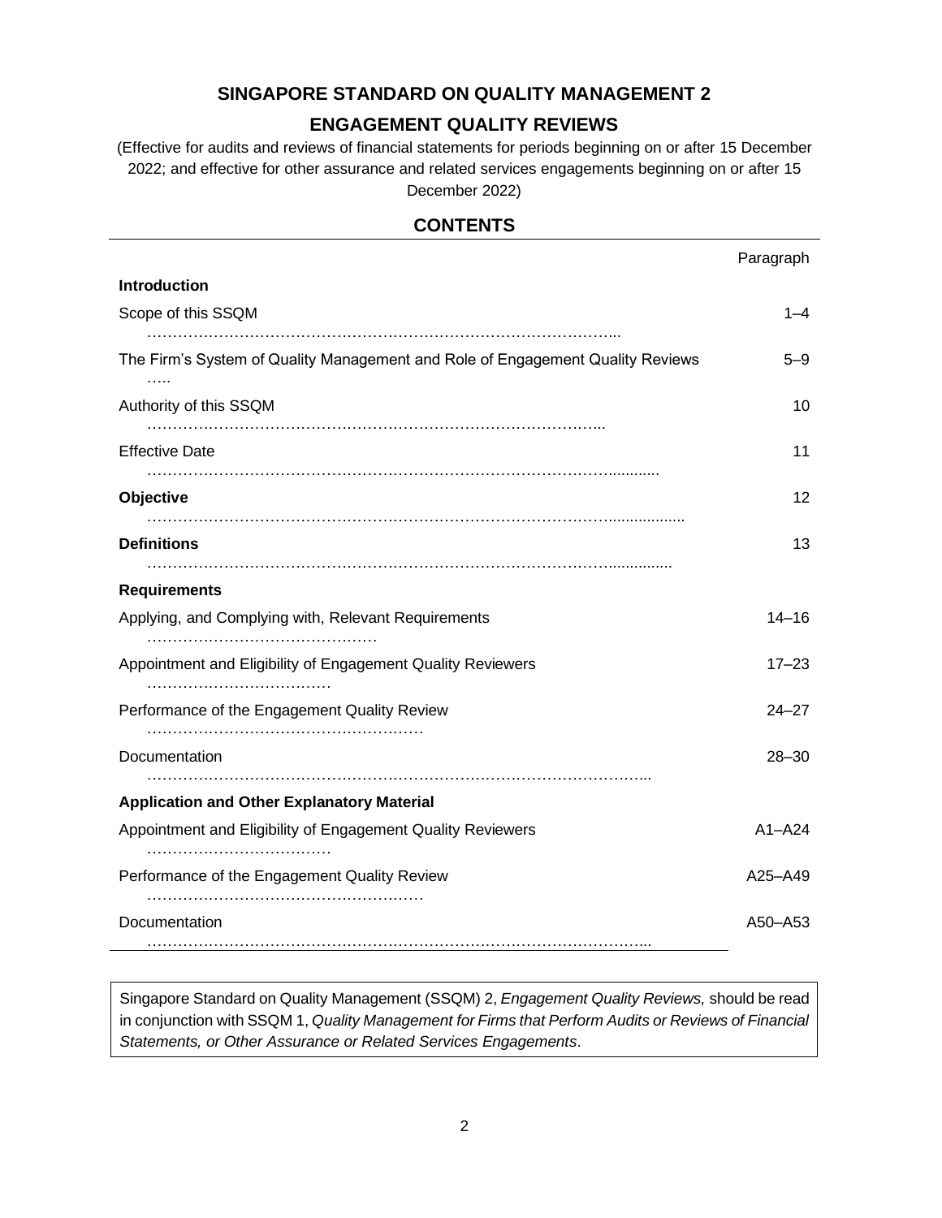# SINGAPORE STANDARD ON QUALITY MANAGEMENT 2

## ENGAGEMENT QUALITY REVIEWS

(Effective for audits and reviews of financial statements for periods beginning on or after 15 December 2022; and effective for other assurance and related services engagements beginning on or after 15 December 2022)

## CONTENTS

| | Paragraph |
|---|---|
| **Introduction** | |
| Scope of this SSQM | 1–4 |
| The Firm's System of Quality Management and Role of Engagement Quality Reviews | 5–9 |
| Authority of this SSQM | 10 |
| Effective Date | 11 |
| **Objective** | 12 |
| **Definitions** | 13 |
| **Requirements** | |
| Applying, and Complying with, Relevant Requirements | 14–16 |
| Appointment and Eligibility of Engagement Quality Reviewers | 17–23 |
| Performance of the Engagement Quality Review | 24–27 |
| Documentation | 28–30 |
| **Application and Other Explanatory Material** | |
| Appointment and Eligibility of Engagement Quality Reviewers | A1–A24 |
| Performance of the Engagement Quality Review | A25–A49 |
| Documentation | A50–A53 |

Singapore Standard on Quality Management (SSQM) 2, *Engagement Quality Reviews,* should be read in conjunction with SSQM 1, *Quality Management for Firms that Perform Audits or Reviews of Financial Statements, or Other Assurance or Related Services Engagements*.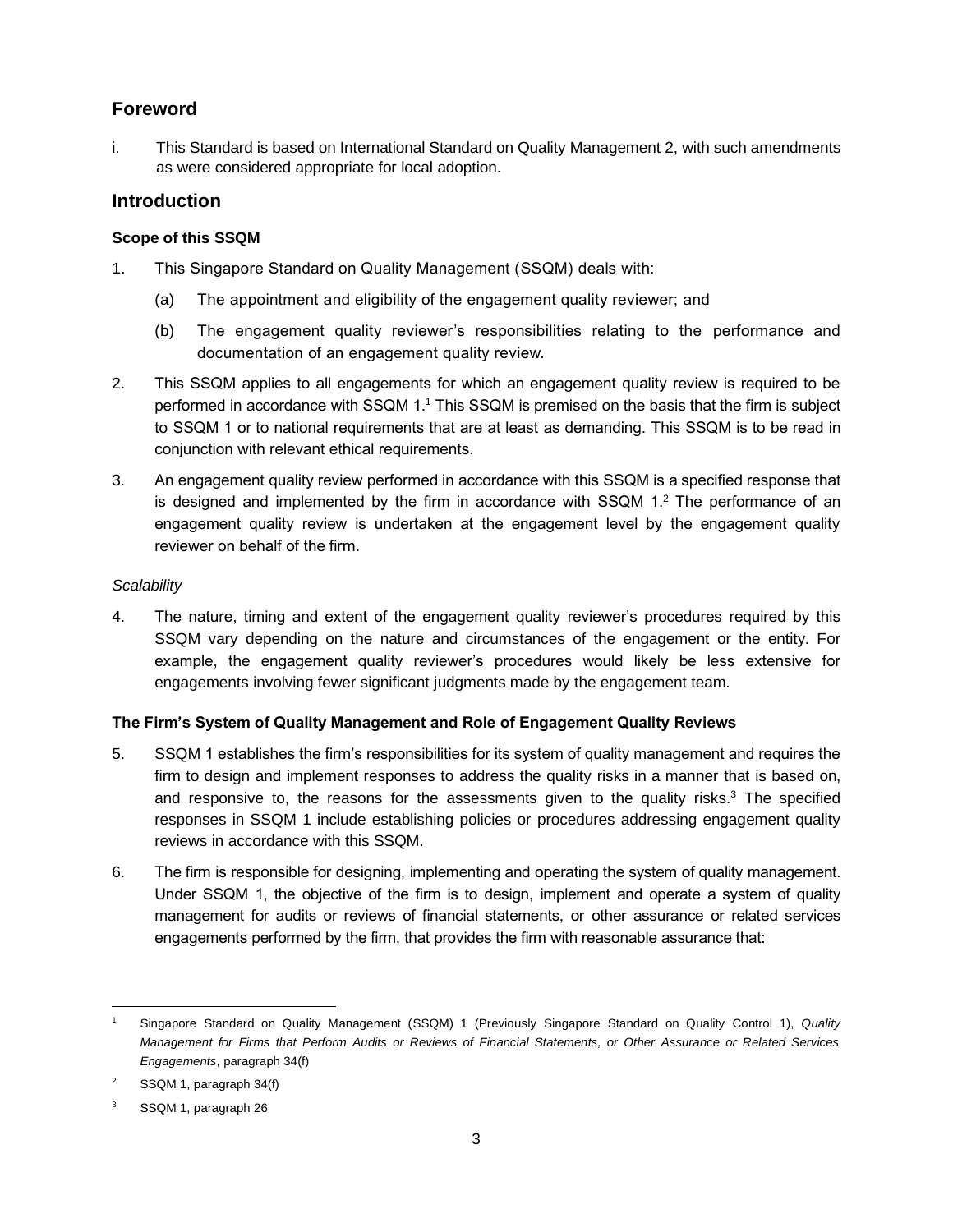## Foreword

i. This Standard is based on International Standard on Quality Management 2, with such amendments as were considered appropriate for local adoption.

## Introduction

### Scope of this SSQM

1. This Singapore Standard on Quality Management (SSQM) deals with:

   (a) The appointment and eligibility of the engagement quality reviewer; and

   (b) The engagement quality reviewer's responsibilities relating to the performance and documentation of an engagement quality review.

2. This SSQM applies to all engagements for which an engagement quality review is required to be performed in accordance with SSQM 1.[1] This SSQM is premised on the basis that the firm is subject to SSQM 1 or to national requirements that are at least as demanding. This SSQM is to be read in conjunction with relevant ethical requirements.

3. An engagement quality review performed in accordance with this SSQM is a specified response that is designed and implemented by the firm in accordance with SSQM 1.[2] The performance of an engagement quality review is undertaken at the engagement level by the engagement quality reviewer on behalf of the firm.

*Scalability*

4. The nature, timing and extent of the engagement quality reviewer's procedures required by this SSQM vary depending on the nature and circumstances of the engagement or the entity. For example, the engagement quality reviewer's procedures would likely be less extensive for engagements involving fewer significant judgments made by the engagement team.

### The Firm's System of Quality Management and Role of Engagement Quality Reviews

5. SSQM 1 establishes the firm's responsibilities for its system of quality management and requires the firm to design and implement responses to address the quality risks in a manner that is based on, and responsive to, the reasons for the assessments given to the quality risks.[3] The specified responses in SSQM 1 include establishing policies or procedures addressing engagement quality reviews in accordance with this SSQM.

6. The firm is responsible for designing, implementing and operating the system of quality management. Under SSQM 1, the objective of the firm is to design, implement and operate a system of quality management for audits or reviews of financial statements, or other assurance or related services engagements performed by the firm, that provides the firm with reasonable assurance that:

---

[1] Singapore Standard on Quality Management (SSQM) 1 (Previously Singapore Standard on Quality Control 1), *Quality Management for Firms that Perform Audits or Reviews of Financial Statements, or Other Assurance or Related Services Engagements*, paragraph 34(f)

[2] SSQM 1, paragraph 34(f)

[3] SSQM 1, paragraph 26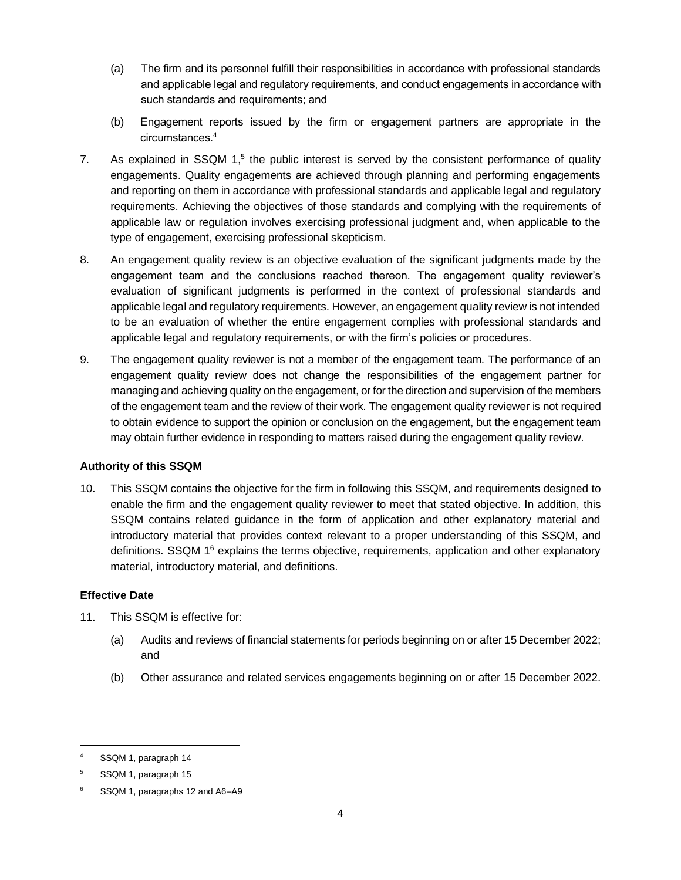(a) The firm and its personnel fulfill their responsibilities in accordance with professional standards and applicable legal and regulatory requirements, and conduct engagements in accordance with such standards and requirements; and

(b) Engagement reports issued by the firm or engagement partners are appropriate in the circumstances.[4]

7. As explained in SSQM 1,[5] the public interest is served by the consistent performance of quality engagements. Quality engagements are achieved through planning and performing engagements and reporting on them in accordance with professional standards and applicable legal and regulatory requirements. Achieving the objectives of those standards and complying with the requirements of applicable law or regulation involves exercising professional judgment and, when applicable to the type of engagement, exercising professional skepticism.

8. An engagement quality review is an objective evaluation of the significant judgments made by the engagement team and the conclusions reached thereon. The engagement quality reviewer's evaluation of significant judgments is performed in the context of professional standards and applicable legal and regulatory requirements. However, an engagement quality review is not intended to be an evaluation of whether the entire engagement complies with professional standards and applicable legal and regulatory requirements, or with the firm's policies or procedures.

9. The engagement quality reviewer is not a member of the engagement team. The performance of an engagement quality review does not change the responsibilities of the engagement partner for managing and achieving quality on the engagement, or for the direction and supervision of the members of the engagement team and the review of their work. The engagement quality reviewer is not required to obtain evidence to support the opinion or conclusion on the engagement, but the engagement team may obtain further evidence in responding to matters raised during the engagement quality review.

### Authority of this SSQM

10. This SSQM contains the objective for the firm in following this SSQM, and requirements designed to enable the firm and the engagement quality reviewer to meet that stated objective. In addition, this SSQM contains related guidance in the form of application and other explanatory material and introductory material that provides context relevant to a proper understanding of this SSQM, and definitions. SSQM 1[6] explains the terms objective, requirements, application and other explanatory material, introductory material, and definitions.

### Effective Date

11. This SSQM is effective for:

(a) Audits and reviews of financial statements for periods beginning on or after 15 December 2022; and

(b) Other assurance and related services engagements beginning on or after 15 December 2022.

---

[4] SSQM 1, paragraph 14

[5] SSQM 1, paragraph 15

[6] SSQM 1, paragraphs 12 and A6–A9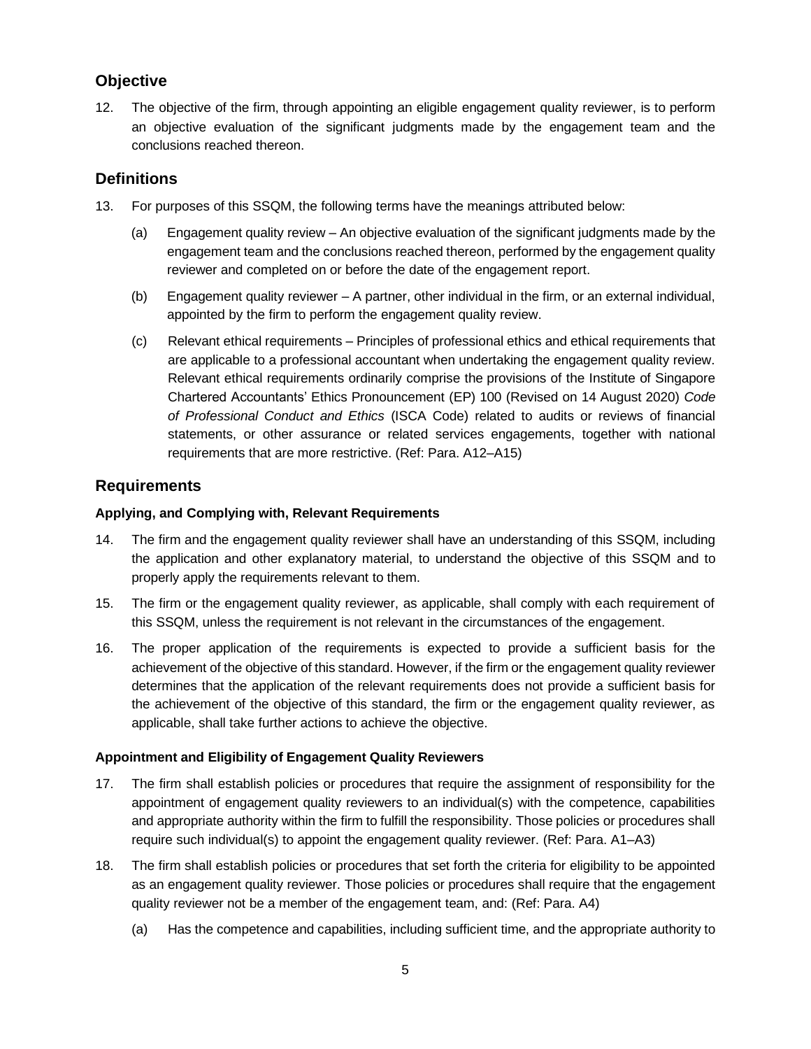## Objective

12. The objective of the firm, through appointing an eligible engagement quality reviewer, is to perform an objective evaluation of the significant judgments made by the engagement team and the conclusions reached thereon.

## Definitions

13. For purposes of this SSQM, the following terms have the meanings attributed below:

    (a) Engagement quality review – An objective evaluation of the significant judgments made by the engagement team and the conclusions reached thereon, performed by the engagement quality reviewer and completed on or before the date of the engagement report.

    (b) Engagement quality reviewer – A partner, other individual in the firm, or an external individual, appointed by the firm to perform the engagement quality review.

    (c) Relevant ethical requirements – Principles of professional ethics and ethical requirements that are applicable to a professional accountant when undertaking the engagement quality review. Relevant ethical requirements ordinarily comprise the provisions of the Institute of Singapore Chartered Accountants' Ethics Pronouncement (EP) 100 (Revised on 14 August 2020) *Code of Professional Conduct and Ethics* (ISCA Code) related to audits or reviews of financial statements, or other assurance or related services engagements, together with national requirements that are more restrictive. (Ref: Para. A12–A15)

## Requirements

### Applying, and Complying with, Relevant Requirements

14. The firm and the engagement quality reviewer shall have an understanding of this SSQM, including the application and other explanatory material, to understand the objective of this SSQM and to properly apply the requirements relevant to them.

15. The firm or the engagement quality reviewer, as applicable, shall comply with each requirement of this SSQM, unless the requirement is not relevant in the circumstances of the engagement.

16. The proper application of the requirements is expected to provide a sufficient basis for the achievement of the objective of this standard. However, if the firm or the engagement quality reviewer determines that the application of the relevant requirements does not provide a sufficient basis for the achievement of the objective of this standard, the firm or the engagement quality reviewer, as applicable, shall take further actions to achieve the objective.

### Appointment and Eligibility of Engagement Quality Reviewers

17. The firm shall establish policies or procedures that require the assignment of responsibility for the appointment of engagement quality reviewers to an individual(s) with the competence, capabilities and appropriate authority within the firm to fulfill the responsibility. Those policies or procedures shall require such individual(s) to appoint the engagement quality reviewer. (Ref: Para. A1–A3)

18. The firm shall establish policies or procedures that set forth the criteria for eligibility to be appointed as an engagement quality reviewer. Those policies or procedures shall require that the engagement quality reviewer not be a member of the engagement team, and: (Ref: Para. A4)

    (a) Has the competence and capabilities, including sufficient time, and the appropriate authority to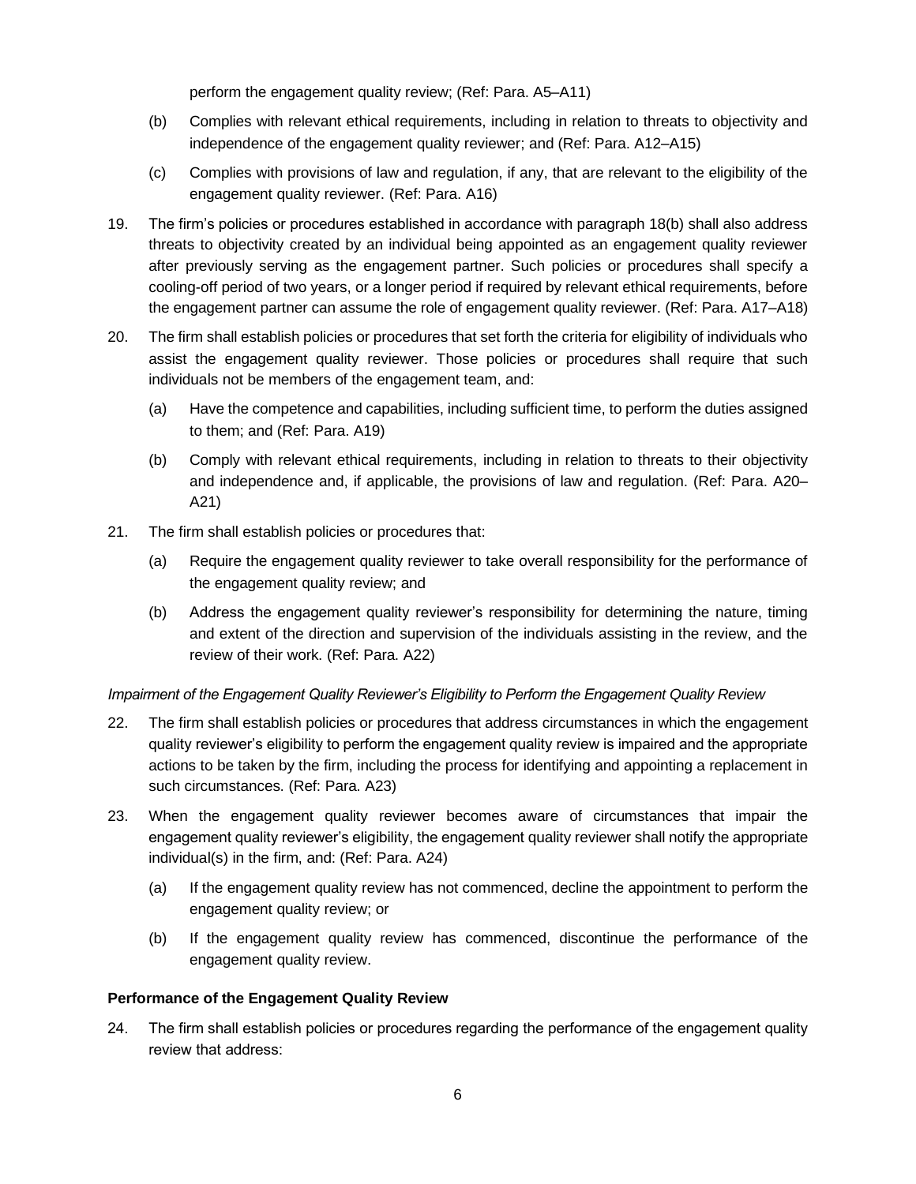perform the engagement quality review; (Ref: Para. A5–A11)

(b) Complies with relevant ethical requirements, including in relation to threats to objectivity and independence of the engagement quality reviewer; and (Ref: Para. A12–A15)

(c) Complies with provisions of law and regulation, if any, that are relevant to the eligibility of the engagement quality reviewer. (Ref: Para. A16)

19. The firm's policies or procedures established in accordance with paragraph 18(b) shall also address threats to objectivity created by an individual being appointed as an engagement quality reviewer after previously serving as the engagement partner. Such policies or procedures shall specify a cooling-off period of two years, or a longer period if required by relevant ethical requirements, before the engagement partner can assume the role of engagement quality reviewer. (Ref: Para. A17–A18)

20. The firm shall establish policies or procedures that set forth the criteria for eligibility of individuals who assist the engagement quality reviewer. Those policies or procedures shall require that such individuals not be members of the engagement team, and:

    (a) Have the competence and capabilities, including sufficient time, to perform the duties assigned to them; and (Ref: Para. A19)

    (b) Comply with relevant ethical requirements, including in relation to threats to their objectivity and independence and, if applicable, the provisions of law and regulation. (Ref: Para. A20–A21)

21. The firm shall establish policies or procedures that:

    (a) Require the engagement quality reviewer to take overall responsibility for the performance of the engagement quality review; and

    (b) Address the engagement quality reviewer's responsibility for determining the nature, timing and extent of the direction and supervision of the individuals assisting in the review, and the review of their work. (Ref: Para. A22)

*Impairment of the Engagement Quality Reviewer's Eligibility to Perform the Engagement Quality Review*

22. The firm shall establish policies or procedures that address circumstances in which the engagement quality reviewer's eligibility to perform the engagement quality review is impaired and the appropriate actions to be taken by the firm, including the process for identifying and appointing a replacement in such circumstances. (Ref: Para. A23)

23. When the engagement quality reviewer becomes aware of circumstances that impair the engagement quality reviewer's eligibility, the engagement quality reviewer shall notify the appropriate individual(s) in the firm, and: (Ref: Para. A24)

    (a) If the engagement quality review has not commenced, decline the appointment to perform the engagement quality review; or

    (b) If the engagement quality review has commenced, discontinue the performance of the engagement quality review.

**Performance of the Engagement Quality Review**

24. The firm shall establish policies or procedures regarding the performance of the engagement quality review that address: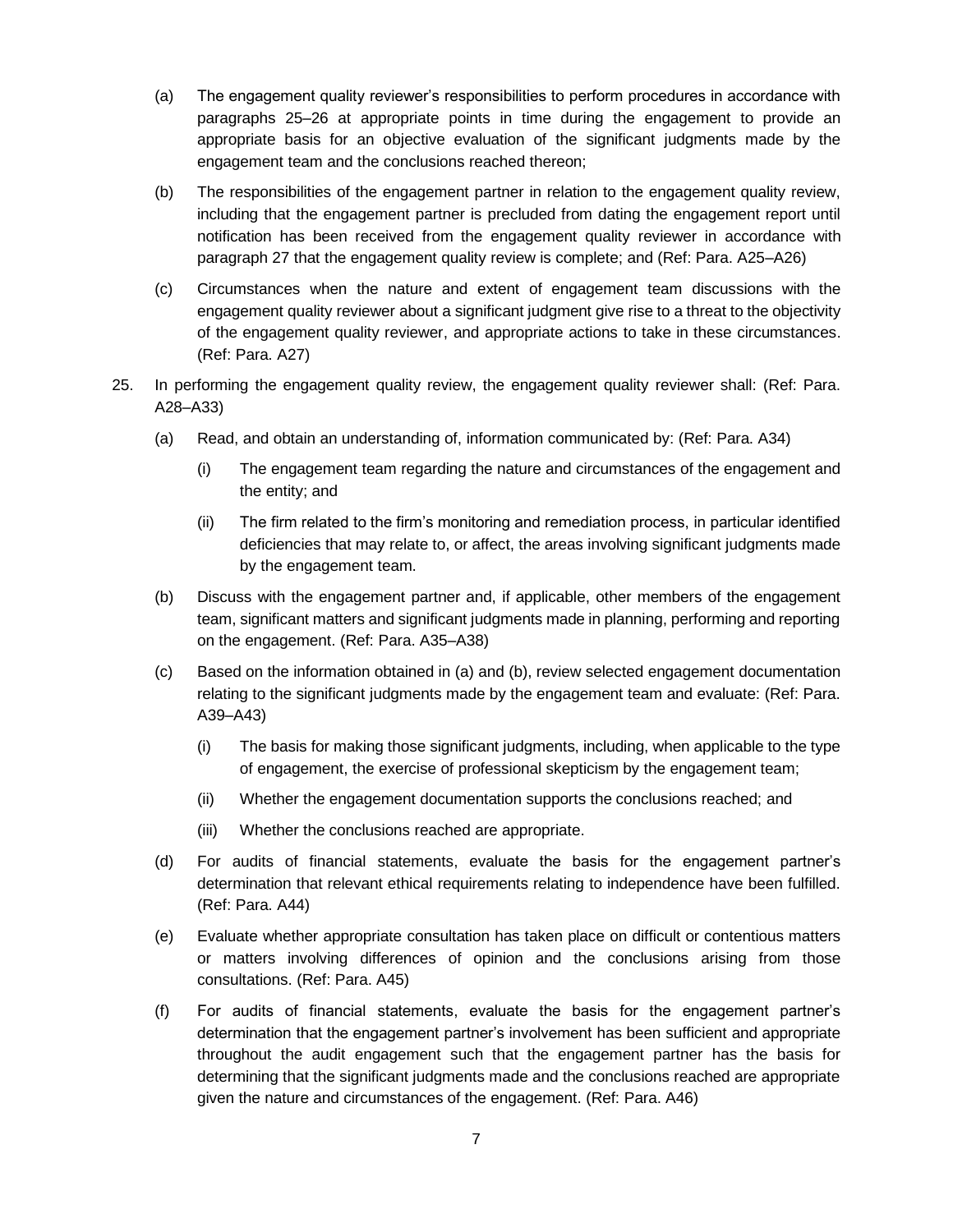(a) The engagement quality reviewer's responsibilities to perform procedures in accordance with paragraphs 25–26 at appropriate points in time during the engagement to provide an appropriate basis for an objective evaluation of the significant judgments made by the engagement team and the conclusions reached thereon;

(b) The responsibilities of the engagement partner in relation to the engagement quality review, including that the engagement partner is precluded from dating the engagement report until notification has been received from the engagement quality reviewer in accordance with paragraph 27 that the engagement quality review is complete; and (Ref: Para. A25–A26)

(c) Circumstances when the nature and extent of engagement team discussions with the engagement quality reviewer about a significant judgment give rise to a threat to the objectivity of the engagement quality reviewer, and appropriate actions to take in these circumstances. (Ref: Para. A27)

25. In performing the engagement quality review, the engagement quality reviewer shall: (Ref: Para. A28–A33)

    (a) Read, and obtain an understanding of, information communicated by: (Ref: Para. A34)

        (i) The engagement team regarding the nature and circumstances of the engagement and the entity; and

        (ii) The firm related to the firm's monitoring and remediation process, in particular identified deficiencies that may relate to, or affect, the areas involving significant judgments made by the engagement team.

    (b) Discuss with the engagement partner and, if applicable, other members of the engagement team, significant matters and significant judgments made in planning, performing and reporting on the engagement. (Ref: Para. A35–A38)

    (c) Based on the information obtained in (a) and (b), review selected engagement documentation relating to the significant judgments made by the engagement team and evaluate: (Ref: Para. A39–A43)

        (i) The basis for making those significant judgments, including, when applicable to the type of engagement, the exercise of professional skepticism by the engagement team;

        (ii) Whether the engagement documentation supports the conclusions reached; and

        (iii) Whether the conclusions reached are appropriate.

    (d) For audits of financial statements, evaluate the basis for the engagement partner's determination that relevant ethical requirements relating to independence have been fulfilled. (Ref: Para. A44)

    (e) Evaluate whether appropriate consultation has taken place on difficult or contentious matters or matters involving differences of opinion and the conclusions arising from those consultations. (Ref: Para. A45)

    (f) For audits of financial statements, evaluate the basis for the engagement partner's determination that the engagement partner's involvement has been sufficient and appropriate throughout the audit engagement such that the engagement partner has the basis for determining that the significant judgments made and the conclusions reached are appropriate given the nature and circumstances of the engagement. (Ref: Para. A46)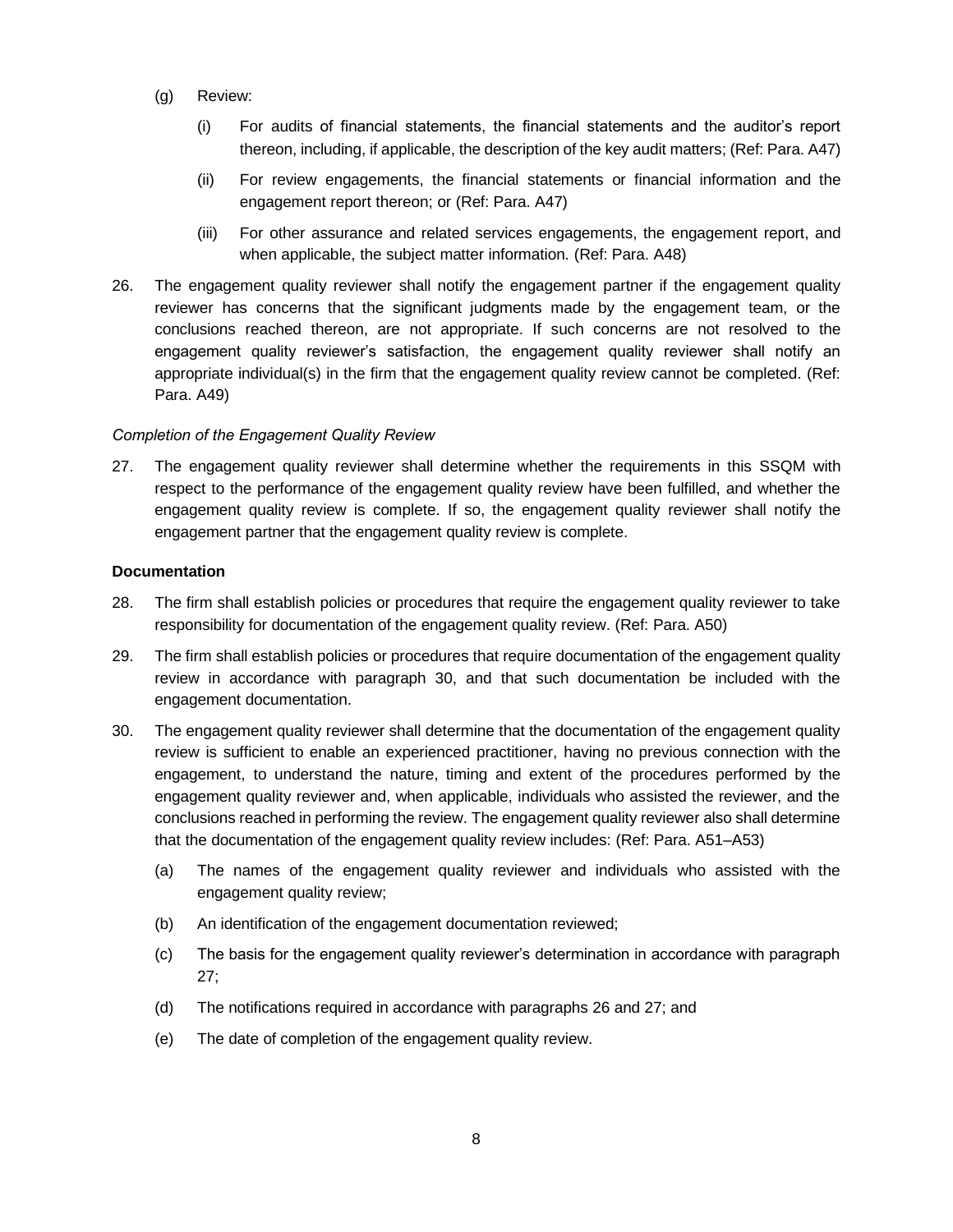(g) Review:

  (i) For audits of financial statements, the financial statements and the auditor's report thereon, including, if applicable, the description of the key audit matters; (Ref: Para. A47)

  (ii) For review engagements, the financial statements or financial information and the engagement report thereon; or (Ref: Para. A47)

  (iii) For other assurance and related services engagements, the engagement report, and when applicable, the subject matter information. (Ref: Para. A48)

26. The engagement quality reviewer shall notify the engagement partner if the engagement quality reviewer has concerns that the significant judgments made by the engagement team, or the conclusions reached thereon, are not appropriate. If such concerns are not resolved to the engagement quality reviewer's satisfaction, the engagement quality reviewer shall notify an appropriate individual(s) in the firm that the engagement quality review cannot be completed. (Ref: Para. A49)

*Completion of the Engagement Quality Review*

27. The engagement quality reviewer shall determine whether the requirements in this SSQM with respect to the performance of the engagement quality review have been fulfilled, and whether the engagement quality review is complete. If so, the engagement quality reviewer shall notify the engagement partner that the engagement quality review is complete.

**Documentation**

28. The firm shall establish policies or procedures that require the engagement quality reviewer to take responsibility for documentation of the engagement quality review. (Ref: Para. A50)

29. The firm shall establish policies or procedures that require documentation of the engagement quality review in accordance with paragraph 30, and that such documentation be included with the engagement documentation.

30. The engagement quality reviewer shall determine that the documentation of the engagement quality review is sufficient to enable an experienced practitioner, having no previous connection with the engagement, to understand the nature, timing and extent of the procedures performed by the engagement quality reviewer and, when applicable, individuals who assisted the reviewer, and the conclusions reached in performing the review. The engagement quality reviewer also shall determine that the documentation of the engagement quality review includes: (Ref: Para. A51–A53)

  (a) The names of the engagement quality reviewer and individuals who assisted with the engagement quality review;

  (b) An identification of the engagement documentation reviewed;

  (c) The basis for the engagement quality reviewer's determination in accordance with paragraph 27;

  (d) The notifications required in accordance with paragraphs 26 and 27; and

  (e) The date of completion of the engagement quality review.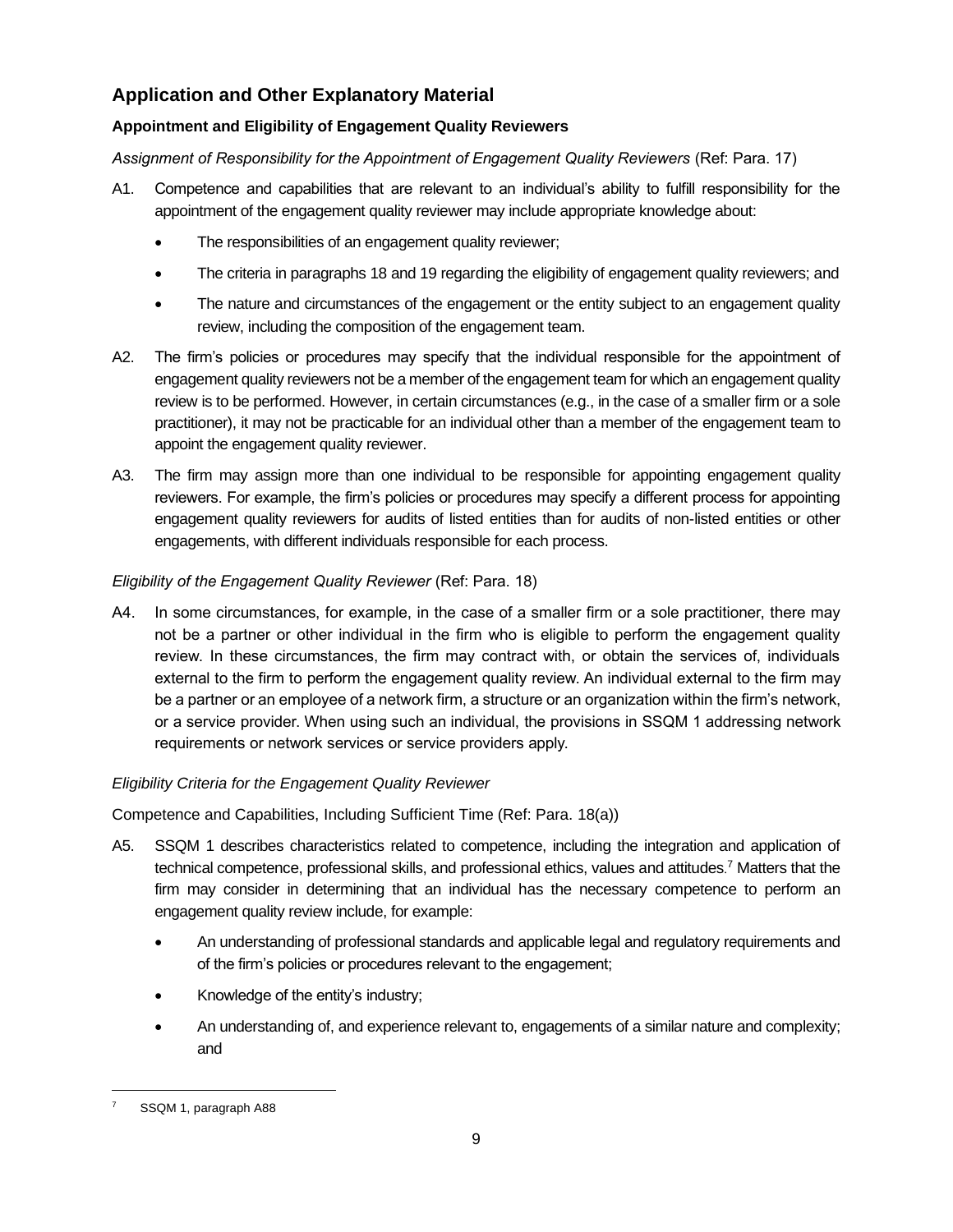## Application and Other Explanatory Material

### Appointment and Eligibility of Engagement Quality Reviewers

*Assignment of Responsibility for the Appointment of Engagement Quality Reviewers* (Ref: Para. 17)

A1. Competence and capabilities that are relevant to an individual's ability to fulfill responsibility for the appointment of the engagement quality reviewer may include appropriate knowledge about:

- The responsibilities of an engagement quality reviewer;
- The criteria in paragraphs 18 and 19 regarding the eligibility of engagement quality reviewers; and
- The nature and circumstances of the engagement or the entity subject to an engagement quality review, including the composition of the engagement team.

A2. The firm's policies or procedures may specify that the individual responsible for the appointment of engagement quality reviewers not be a member of the engagement team for which an engagement quality review is to be performed. However, in certain circumstances (e.g., in the case of a smaller firm or a sole practitioner), it may not be practicable for an individual other than a member of the engagement team to appoint the engagement quality reviewer.

A3. The firm may assign more than one individual to be responsible for appointing engagement quality reviewers. For example, the firm's policies or procedures may specify a different process for appointing engagement quality reviewers for audits of listed entities than for audits of non-listed entities or other engagements, with different individuals responsible for each process.

*Eligibility of the Engagement Quality Reviewer* (Ref: Para. 18)

A4. In some circumstances, for example, in the case of a smaller firm or a sole practitioner, there may not be a partner or other individual in the firm who is eligible to perform the engagement quality review. In these circumstances, the firm may contract with, or obtain the services of, individuals external to the firm to perform the engagement quality review. An individual external to the firm may be a partner or an employee of a network firm, a structure or an organization within the firm's network, or a service provider. When using such an individual, the provisions in SSQM 1 addressing network requirements or network services or service providers apply.

*Eligibility Criteria for the Engagement Quality Reviewer*

Competence and Capabilities, Including Sufficient Time (Ref: Para. 18(a))

A5. SSQM 1 describes characteristics related to competence, including the integration and application of technical competence, professional skills, and professional ethics, values and attitudes.[7] Matters that the firm may consider in determining that an individual has the necessary competence to perform an engagement quality review include, for example:

- An understanding of professional standards and applicable legal and regulatory requirements and of the firm's policies or procedures relevant to the engagement;
- Knowledge of the entity's industry;
- An understanding of, and experience relevant to, engagements of a similar nature and complexity; and

[7] SSQM 1, paragraph A88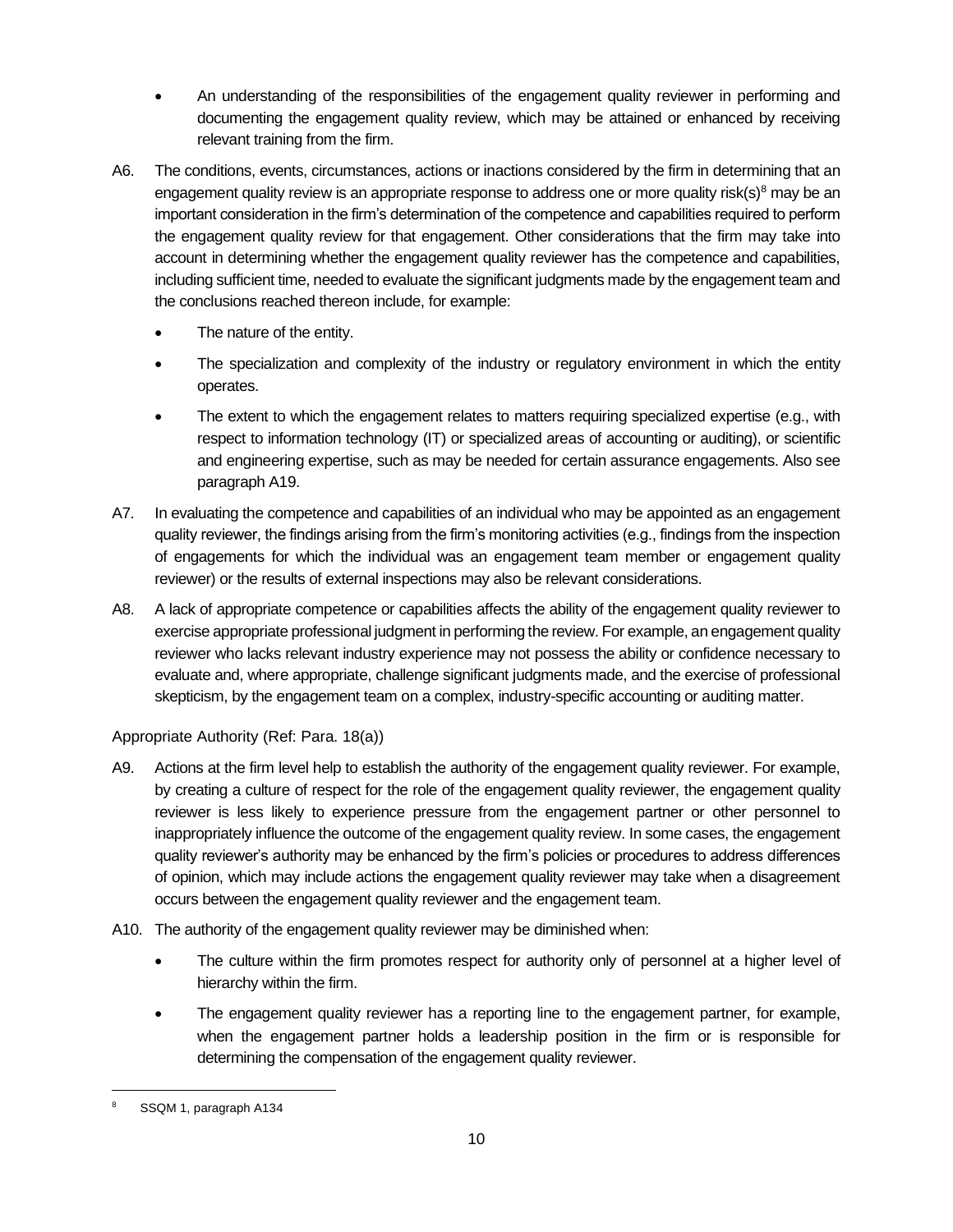- An understanding of the responsibilities of the engagement quality reviewer in performing and documenting the engagement quality review, which may be attained or enhanced by receiving relevant training from the firm.

A6. The conditions, events, circumstances, actions or inactions considered by the firm in determining that an engagement quality review is an appropriate response to address one or more quality risk(s)[8] may be an important consideration in the firm's determination of the competence and capabilities required to perform the engagement quality review for that engagement. Other considerations that the firm may take into account in determining whether the engagement quality reviewer has the competence and capabilities, including sufficient time, needed to evaluate the significant judgments made by the engagement team and the conclusions reached thereon include, for example:

- The nature of the entity.
- The specialization and complexity of the industry or regulatory environment in which the entity operates.
- The extent to which the engagement relates to matters requiring specialized expertise (e.g., with respect to information technology (IT) or specialized areas of accounting or auditing), or scientific and engineering expertise, such as may be needed for certain assurance engagements. Also see paragraph A19.

A7. In evaluating the competence and capabilities of an individual who may be appointed as an engagement quality reviewer, the findings arising from the firm's monitoring activities (e.g., findings from the inspection of engagements for which the individual was an engagement team member or engagement quality reviewer) or the results of external inspections may also be relevant considerations.

A8. A lack of appropriate competence or capabilities affects the ability of the engagement quality reviewer to exercise appropriate professional judgment in performing the review. For example, an engagement quality reviewer who lacks relevant industry experience may not possess the ability or confidence necessary to evaluate and, where appropriate, challenge significant judgments made, and the exercise of professional skepticism, by the engagement team on a complex, industry-specific accounting or auditing matter.

Appropriate Authority (Ref: Para. 18(a))

A9. Actions at the firm level help to establish the authority of the engagement quality reviewer. For example, by creating a culture of respect for the role of the engagement quality reviewer, the engagement quality reviewer is less likely to experience pressure from the engagement partner or other personnel to inappropriately influence the outcome of the engagement quality review. In some cases, the engagement quality reviewer's authority may be enhanced by the firm's policies or procedures to address differences of opinion, which may include actions the engagement quality reviewer may take when a disagreement occurs between the engagement quality reviewer and the engagement team.

A10. The authority of the engagement quality reviewer may be diminished when:

- The culture within the firm promotes respect for authority only of personnel at a higher level of hierarchy within the firm.
- The engagement quality reviewer has a reporting line to the engagement partner, for example, when the engagement partner holds a leadership position in the firm or is responsible for determining the compensation of the engagement quality reviewer.

[8] SSQM 1, paragraph A134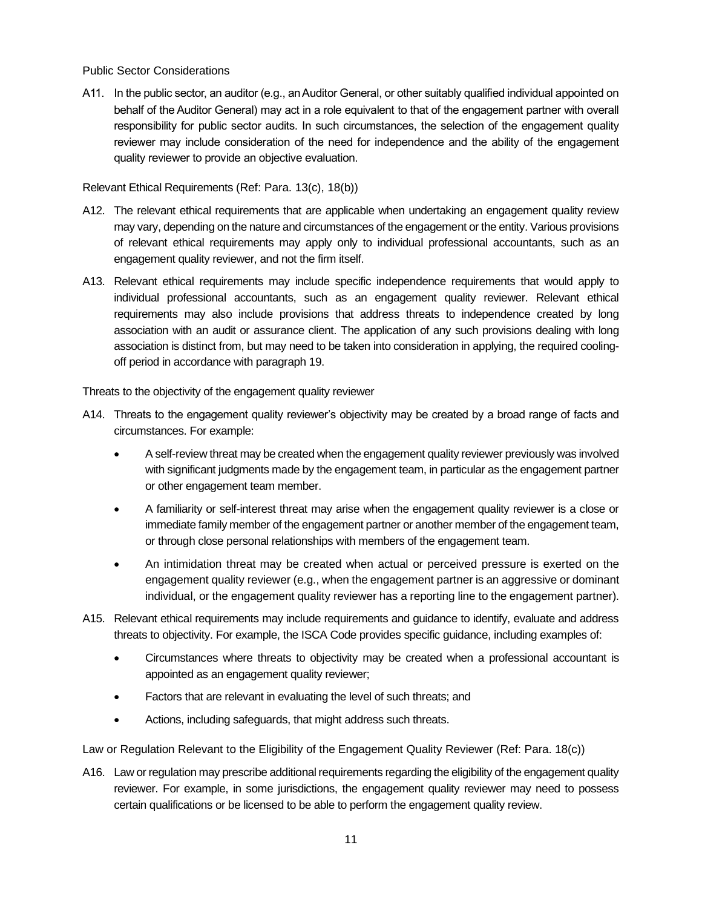Public Sector Considerations

A11. In the public sector, an auditor (e.g., an Auditor General, or other suitably qualified individual appointed on behalf of the Auditor General) may act in a role equivalent to that of the engagement partner with overall responsibility for public sector audits. In such circumstances, the selection of the engagement quality reviewer may include consideration of the need for independence and the ability of the engagement quality reviewer to provide an objective evaluation.

Relevant Ethical Requirements (Ref: Para. 13(c), 18(b))

A12. The relevant ethical requirements that are applicable when undertaking an engagement quality review may vary, depending on the nature and circumstances of the engagement or the entity. Various provisions of relevant ethical requirements may apply only to individual professional accountants, such as an engagement quality reviewer, and not the firm itself.

A13. Relevant ethical requirements may include specific independence requirements that would apply to individual professional accountants, such as an engagement quality reviewer. Relevant ethical requirements may also include provisions that address threats to independence created by long association with an audit or assurance client. The application of any such provisions dealing with long association is distinct from, but may need to be taken into consideration in applying, the required cooling-off period in accordance with paragraph 19.

Threats to the objectivity of the engagement quality reviewer

A14. Threats to the engagement quality reviewer's objectivity may be created by a broad range of facts and circumstances. For example:

- A self-review threat may be created when the engagement quality reviewer previously was involved with significant judgments made by the engagement team, in particular as the engagement partner or other engagement team member.
- A familiarity or self-interest threat may arise when the engagement quality reviewer is a close or immediate family member of the engagement partner or another member of the engagement team, or through close personal relationships with members of the engagement team.
- An intimidation threat may be created when actual or perceived pressure is exerted on the engagement quality reviewer (e.g., when the engagement partner is an aggressive or dominant individual, or the engagement quality reviewer has a reporting line to the engagement partner).

A15. Relevant ethical requirements may include requirements and guidance to identify, evaluate and address threats to objectivity. For example, the ISCA Code provides specific guidance, including examples of:

- Circumstances where threats to objectivity may be created when a professional accountant is appointed as an engagement quality reviewer;
- Factors that are relevant in evaluating the level of such threats; and
- Actions, including safeguards, that might address such threats.

Law or Regulation Relevant to the Eligibility of the Engagement Quality Reviewer (Ref: Para. 18(c))

A16. Law or regulation may prescribe additional requirements regarding the eligibility of the engagement quality reviewer. For example, in some jurisdictions, the engagement quality reviewer may need to possess certain qualifications or be licensed to be able to perform the engagement quality review.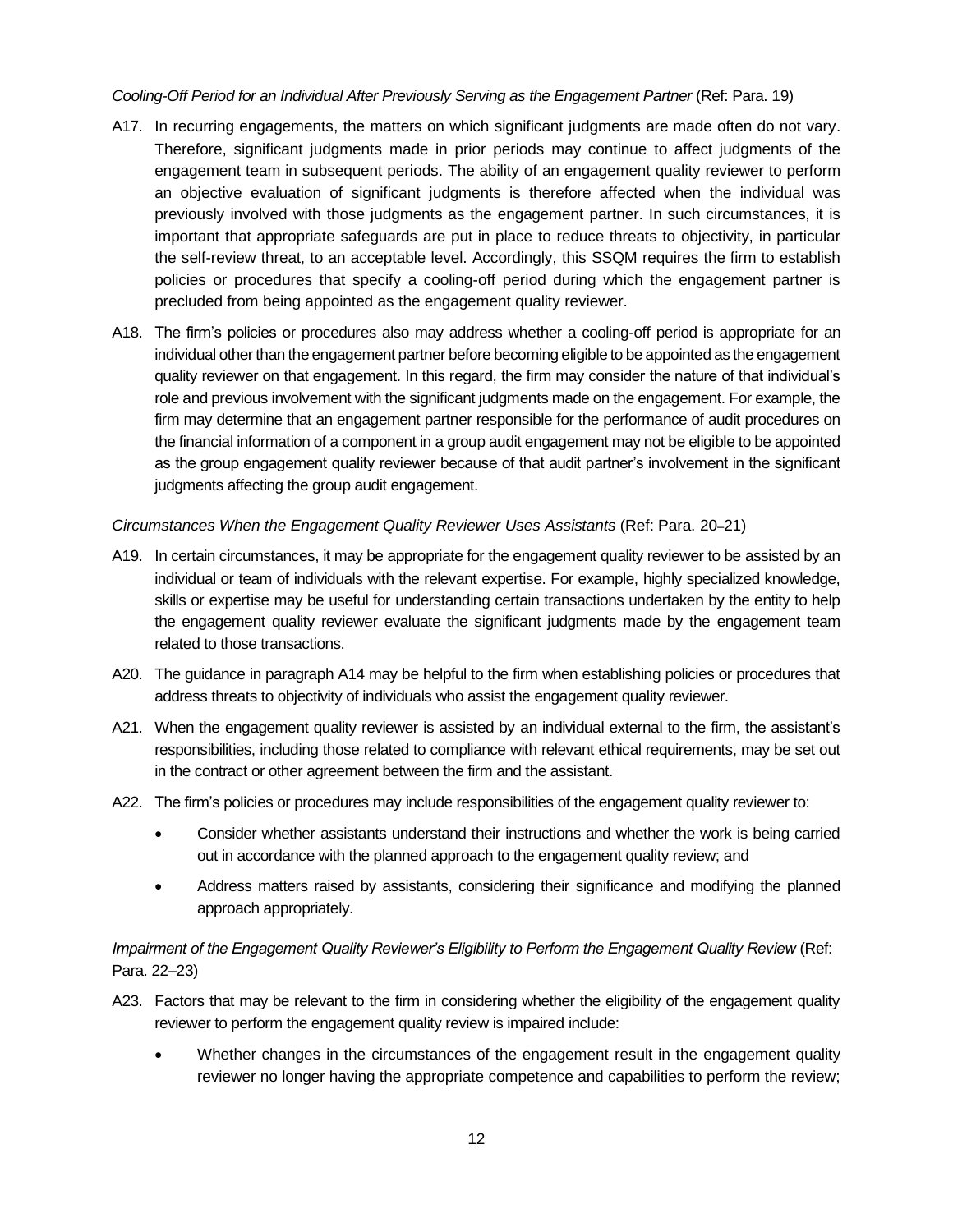*Cooling-Off Period for an Individual After Previously Serving as the Engagement Partner* (Ref: Para. 19)

A17. In recurring engagements, the matters on which significant judgments are made often do not vary. Therefore, significant judgments made in prior periods may continue to affect judgments of the engagement team in subsequent periods. The ability of an engagement quality reviewer to perform an objective evaluation of significant judgments is therefore affected when the individual was previously involved with those judgments as the engagement partner. In such circumstances, it is important that appropriate safeguards are put in place to reduce threats to objectivity, in particular the self-review threat, to an acceptable level. Accordingly, this SSQM requires the firm to establish policies or procedures that specify a cooling-off period during which the engagement partner is precluded from being appointed as the engagement quality reviewer.

A18. The firm's policies or procedures also may address whether a cooling-off period is appropriate for an individual other than the engagement partner before becoming eligible to be appointed as the engagement quality reviewer on that engagement. In this regard, the firm may consider the nature of that individual's role and previous involvement with the significant judgments made on the engagement. For example, the firm may determine that an engagement partner responsible for the performance of audit procedures on the financial information of a component in a group audit engagement may not be eligible to be appointed as the group engagement quality reviewer because of that audit partner's involvement in the significant judgments affecting the group audit engagement.

*Circumstances When the Engagement Quality Reviewer Uses Assistants* (Ref: Para. 20–21)

A19. In certain circumstances, it may be appropriate for the engagement quality reviewer to be assisted by an individual or team of individuals with the relevant expertise. For example, highly specialized knowledge, skills or expertise may be useful for understanding certain transactions undertaken by the entity to help the engagement quality reviewer evaluate the significant judgments made by the engagement team related to those transactions.

A20. The guidance in paragraph A14 may be helpful to the firm when establishing policies or procedures that address threats to objectivity of individuals who assist the engagement quality reviewer.

A21. When the engagement quality reviewer is assisted by an individual external to the firm, the assistant's responsibilities, including those related to compliance with relevant ethical requirements, may be set out in the contract or other agreement between the firm and the assistant.

A22. The firm's policies or procedures may include responsibilities of the engagement quality reviewer to:

- Consider whether assistants understand their instructions and whether the work is being carried out in accordance with the planned approach to the engagement quality review; and
- Address matters raised by assistants, considering their significance and modifying the planned approach appropriately.

*Impairment of the Engagement Quality Reviewer's Eligibility to Perform the Engagement Quality Review* (Ref: Para. 22–23)

A23. Factors that may be relevant to the firm in considering whether the eligibility of the engagement quality reviewer to perform the engagement quality review is impaired include:

- Whether changes in the circumstances of the engagement result in the engagement quality reviewer no longer having the appropriate competence and capabilities to perform the review;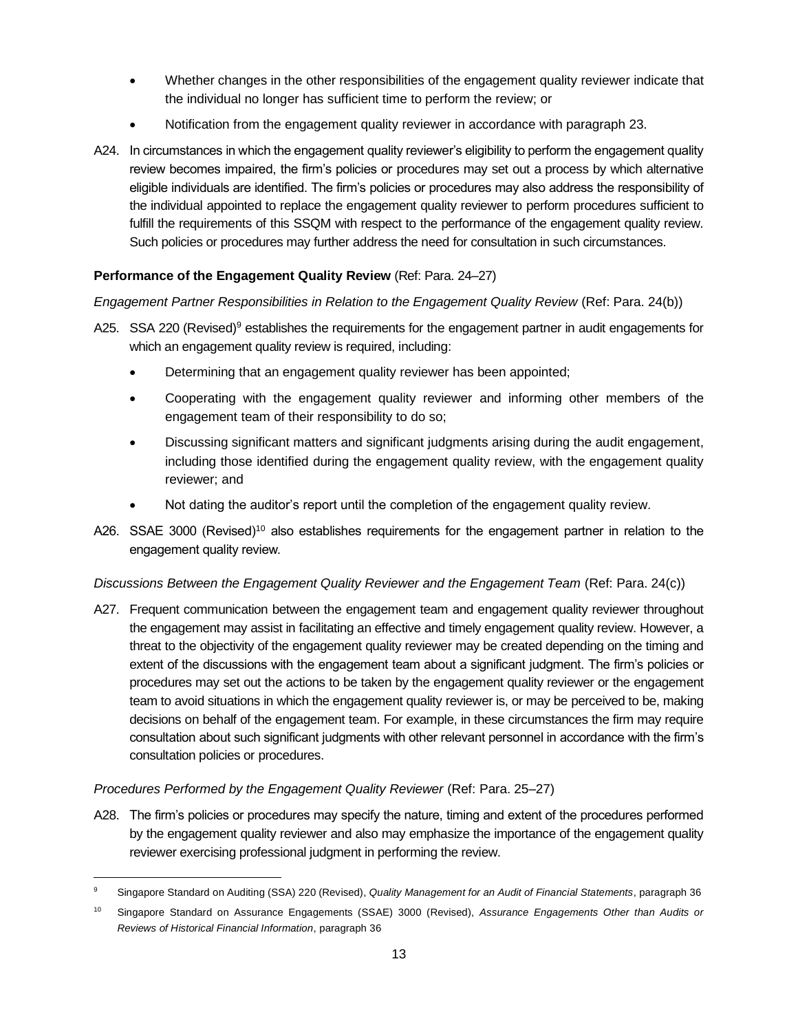- Whether changes in the other responsibilities of the engagement quality reviewer indicate that the individual no longer has sufficient time to perform the review; or
- Notification from the engagement quality reviewer in accordance with paragraph 23.

A24. In circumstances in which the engagement quality reviewer's eligibility to perform the engagement quality review becomes impaired, the firm's policies or procedures may set out a process by which alternative eligible individuals are identified. The firm's policies or procedures may also address the responsibility of the individual appointed to replace the engagement quality reviewer to perform procedures sufficient to fulfill the requirements of this SSQM with respect to the performance of the engagement quality review. Such policies or procedures may further address the need for consultation in such circumstances.

**Performance of the Engagement Quality Review** (Ref: Para. 24–27)

*Engagement Partner Responsibilities in Relation to the Engagement Quality Review* (Ref: Para. 24(b))

A25. SSA 220 (Revised)[9] establishes the requirements for the engagement partner in audit engagements for which an engagement quality review is required, including:

- Determining that an engagement quality reviewer has been appointed;
- Cooperating with the engagement quality reviewer and informing other members of the engagement team of their responsibility to do so;
- Discussing significant matters and significant judgments arising during the audit engagement, including those identified during the engagement quality review, with the engagement quality reviewer; and
- Not dating the auditor's report until the completion of the engagement quality review.

A26. SSAE 3000 (Revised)[10] also establishes requirements for the engagement partner in relation to the engagement quality review.

*Discussions Between the Engagement Quality Reviewer and the Engagement Team* (Ref: Para. 24(c))

A27. Frequent communication between the engagement team and engagement quality reviewer throughout the engagement may assist in facilitating an effective and timely engagement quality review. However, a threat to the objectivity of the engagement quality reviewer may be created depending on the timing and extent of the discussions with the engagement team about a significant judgment. The firm's policies or procedures may set out the actions to be taken by the engagement quality reviewer or the engagement team to avoid situations in which the engagement quality reviewer is, or may be perceived to be, making decisions on behalf of the engagement team. For example, in these circumstances the firm may require consultation about such significant judgments with other relevant personnel in accordance with the firm's consultation policies or procedures.

*Procedures Performed by the Engagement Quality Reviewer* (Ref: Para. 25–27)

A28. The firm's policies or procedures may specify the nature, timing and extent of the procedures performed by the engagement quality reviewer and also may emphasize the importance of the engagement quality reviewer exercising professional judgment in performing the review.

---

[9] Singapore Standard on Auditing (SSA) 220 (Revised), *Quality Management for an Audit of Financial Statements*, paragraph 36

[10] Singapore Standard on Assurance Engagements (SSAE) 3000 (Revised), *Assurance Engagements Other than Audits or Reviews of Historical Financial Information*, paragraph 36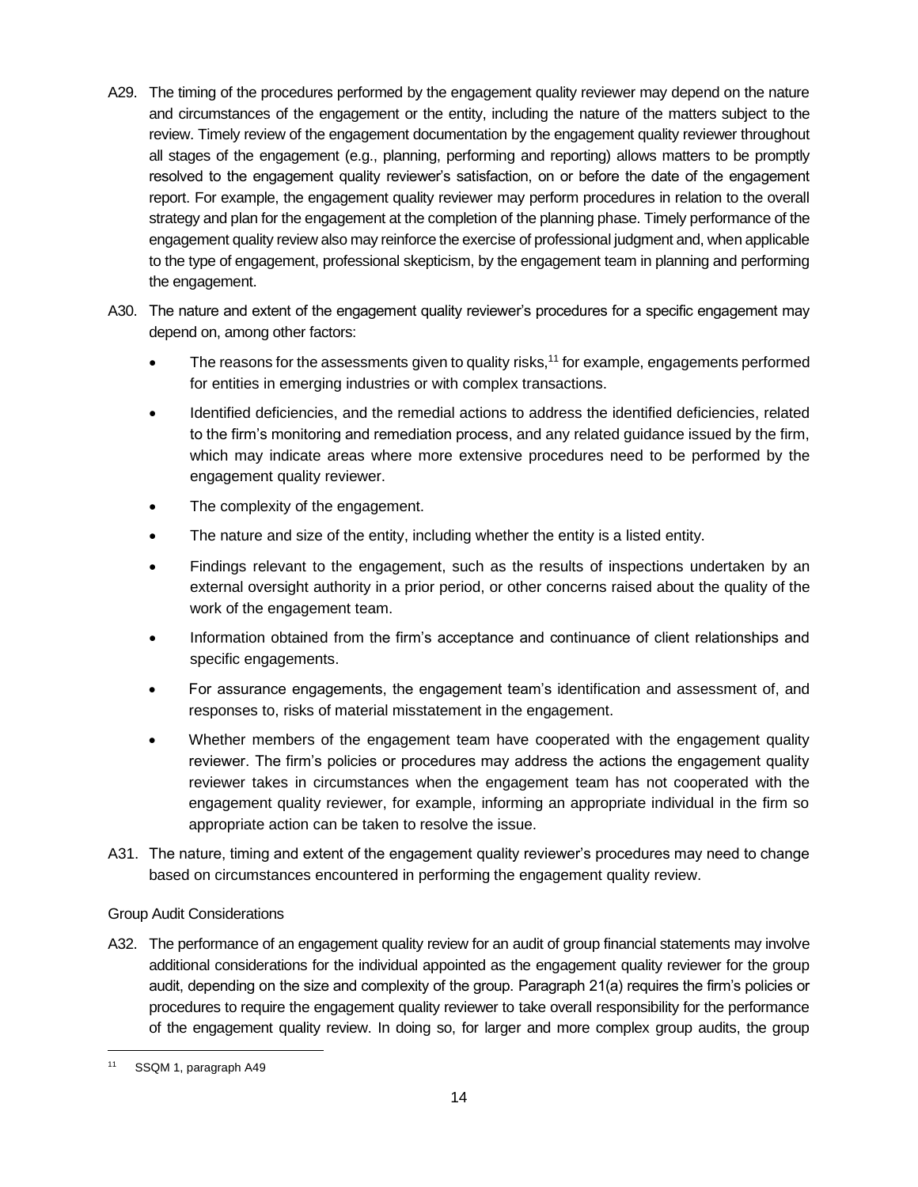A29. The timing of the procedures performed by the engagement quality reviewer may depend on the nature and circumstances of the engagement or the entity, including the nature of the matters subject to the review. Timely review of the engagement documentation by the engagement quality reviewer throughout all stages of the engagement (e.g., planning, performing and reporting) allows matters to be promptly resolved to the engagement quality reviewer's satisfaction, on or before the date of the engagement report. For example, the engagement quality reviewer may perform procedures in relation to the overall strategy and plan for the engagement at the completion of the planning phase. Timely performance of the engagement quality review also may reinforce the exercise of professional judgment and, when applicable to the type of engagement, professional skepticism, by the engagement team in planning and performing the engagement.

A30. The nature and extent of the engagement quality reviewer's procedures for a specific engagement may depend on, among other factors:

- The reasons for the assessments given to quality risks,[11] for example, engagements performed for entities in emerging industries or with complex transactions.
- Identified deficiencies, and the remedial actions to address the identified deficiencies, related to the firm's monitoring and remediation process, and any related guidance issued by the firm, which may indicate areas where more extensive procedures need to be performed by the engagement quality reviewer.
- The complexity of the engagement.
- The nature and size of the entity, including whether the entity is a listed entity.
- Findings relevant to the engagement, such as the results of inspections undertaken by an external oversight authority in a prior period, or other concerns raised about the quality of the work of the engagement team.
- Information obtained from the firm's acceptance and continuance of client relationships and specific engagements.
- For assurance engagements, the engagement team's identification and assessment of, and responses to, risks of material misstatement in the engagement.
- Whether members of the engagement team have cooperated with the engagement quality reviewer. The firm's policies or procedures may address the actions the engagement quality reviewer takes in circumstances when the engagement team has not cooperated with the engagement quality reviewer, for example, informing an appropriate individual in the firm so appropriate action can be taken to resolve the issue.

A31. The nature, timing and extent of the engagement quality reviewer's procedures may need to change based on circumstances encountered in performing the engagement quality review.

Group Audit Considerations

A32. The performance of an engagement quality review for an audit of group financial statements may involve additional considerations for the individual appointed as the engagement quality reviewer for the group audit, depending on the size and complexity of the group. Paragraph 21(a) requires the firm's policies or procedures to require the engagement quality reviewer to take overall responsibility for the performance of the engagement quality review. In doing so, for larger and more complex group audits, the group

[11] SSQM 1, paragraph A49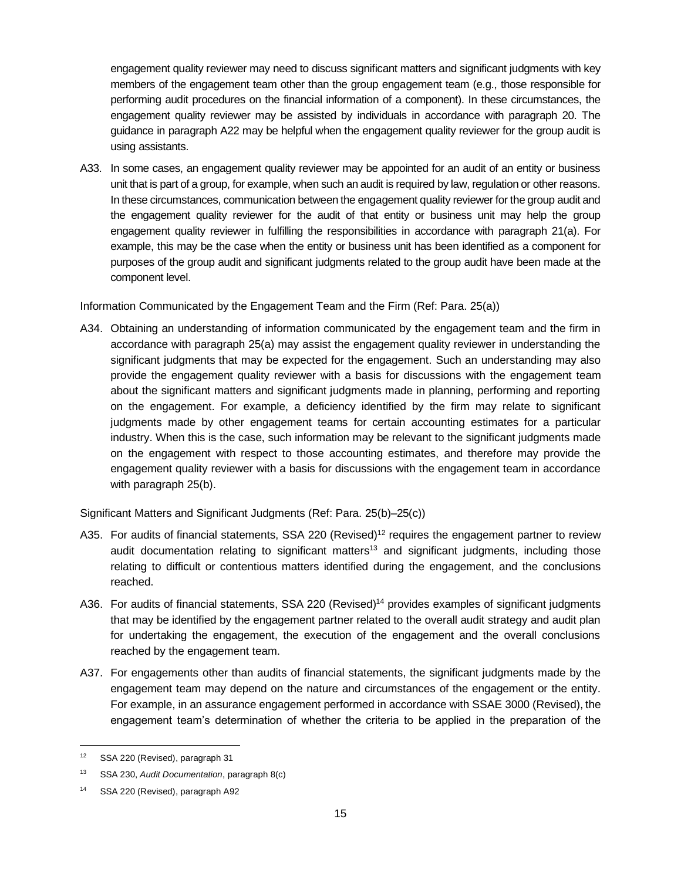engagement quality reviewer may need to discuss significant matters and significant judgments with key members of the engagement team other than the group engagement team (e.g., those responsible for performing audit procedures on the financial information of a component). In these circumstances, the engagement quality reviewer may be assisted by individuals in accordance with paragraph 20. The guidance in paragraph A22 may be helpful when the engagement quality reviewer for the group audit is using assistants.

A33. In some cases, an engagement quality reviewer may be appointed for an audit of an entity or business unit that is part of a group, for example, when such an audit is required by law, regulation or other reasons. In these circumstances, communication between the engagement quality reviewer for the group audit and the engagement quality reviewer for the audit of that entity or business unit may help the group engagement quality reviewer in fulfilling the responsibilities in accordance with paragraph 21(a). For example, this may be the case when the entity or business unit has been identified as a component for purposes of the group audit and significant judgments related to the group audit have been made at the component level.

Information Communicated by the Engagement Team and the Firm (Ref: Para. 25(a))

A34. Obtaining an understanding of information communicated by the engagement team and the firm in accordance with paragraph 25(a) may assist the engagement quality reviewer in understanding the significant judgments that may be expected for the engagement. Such an understanding may also provide the engagement quality reviewer with a basis for discussions with the engagement team about the significant matters and significant judgments made in planning, performing and reporting on the engagement. For example, a deficiency identified by the firm may relate to significant judgments made by other engagement teams for certain accounting estimates for a particular industry. When this is the case, such information may be relevant to the significant judgments made on the engagement with respect to those accounting estimates, and therefore may provide the engagement quality reviewer with a basis for discussions with the engagement team in accordance with paragraph 25(b).

Significant Matters and Significant Judgments (Ref: Para. 25(b)–25(c))

A35. For audits of financial statements, SSA 220 (Revised)[12] requires the engagement partner to review audit documentation relating to significant matters[13] and significant judgments, including those relating to difficult or contentious matters identified during the engagement, and the conclusions reached.

A36. For audits of financial statements, SSA 220 (Revised)[14] provides examples of significant judgments that may be identified by the engagement partner related to the overall audit strategy and audit plan for undertaking the engagement, the execution of the engagement and the overall conclusions reached by the engagement team.

A37. For engagements other than audits of financial statements, the significant judgments made by the engagement team may depend on the nature and circumstances of the engagement or the entity. For example, in an assurance engagement performed in accordance with SSAE 3000 (Revised), the engagement team's determination of whether the criteria to be applied in the preparation of the

---

[12] SSA 220 (Revised), paragraph 31

[13] SSA 230, *Audit Documentation*, paragraph 8(c)

[14] SSA 220 (Revised), paragraph A92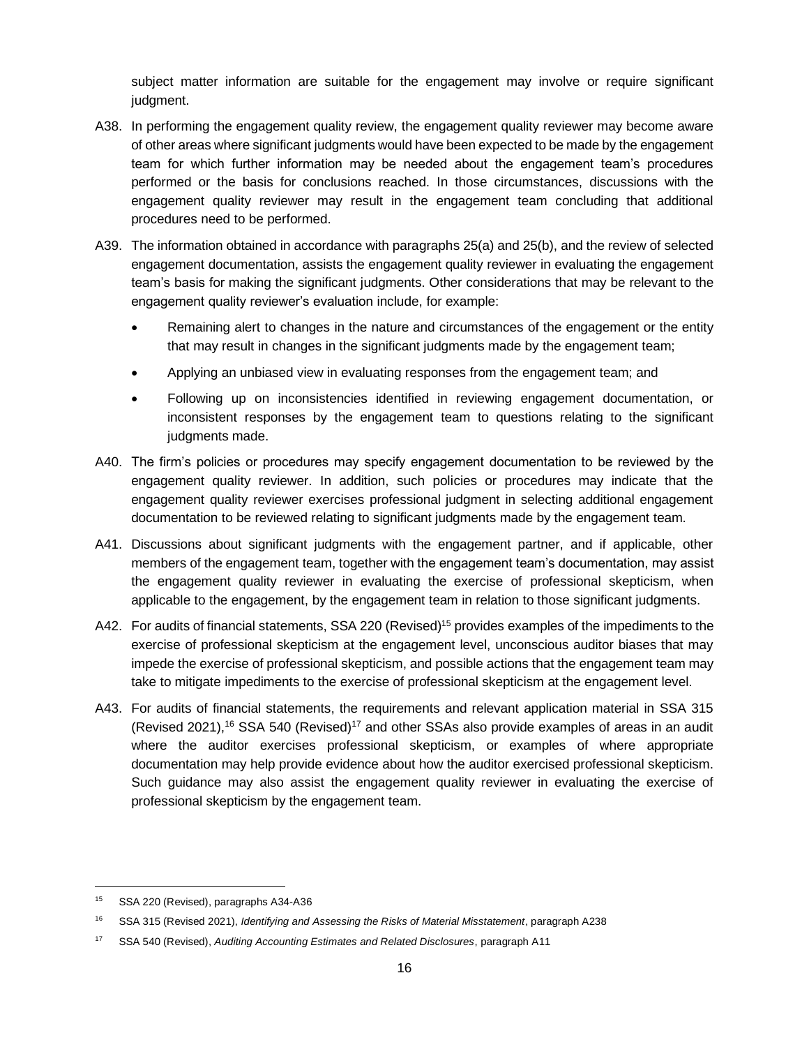subject matter information are suitable for the engagement may involve or require significant judgment.

A38. In performing the engagement quality review, the engagement quality reviewer may become aware of other areas where significant judgments would have been expected to be made by the engagement team for which further information may be needed about the engagement team's procedures performed or the basis for conclusions reached. In those circumstances, discussions with the engagement quality reviewer may result in the engagement team concluding that additional procedures need to be performed.

A39. The information obtained in accordance with paragraphs 25(a) and 25(b), and the review of selected engagement documentation, assists the engagement quality reviewer in evaluating the engagement team's basis for making the significant judgments. Other considerations that may be relevant to the engagement quality reviewer's evaluation include, for example:

- Remaining alert to changes in the nature and circumstances of the engagement or the entity that may result in changes in the significant judgments made by the engagement team;
- Applying an unbiased view in evaluating responses from the engagement team; and
- Following up on inconsistencies identified in reviewing engagement documentation, or inconsistent responses by the engagement team to questions relating to the significant judgments made.

A40. The firm's policies or procedures may specify engagement documentation to be reviewed by the engagement quality reviewer. In addition, such policies or procedures may indicate that the engagement quality reviewer exercises professional judgment in selecting additional engagement documentation to be reviewed relating to significant judgments made by the engagement team.

A41. Discussions about significant judgments with the engagement partner, and if applicable, other members of the engagement team, together with the engagement team's documentation, may assist the engagement quality reviewer in evaluating the exercise of professional skepticism, when applicable to the engagement, by the engagement team in relation to those significant judgments.

A42. For audits of financial statements, SSA 220 (Revised)[15] provides examples of the impediments to the exercise of professional skepticism at the engagement level, unconscious auditor biases that may impede the exercise of professional skepticism, and possible actions that the engagement team may take to mitigate impediments to the exercise of professional skepticism at the engagement level.

A43. For audits of financial statements, the requirements and relevant application material in SSA 315 (Revised 2021),[16] SSA 540 (Revised)[17] and other SSAs also provide examples of areas in an audit where the auditor exercises professional skepticism, or examples of where appropriate documentation may help provide evidence about how the auditor exercised professional skepticism. Such guidance may also assist the engagement quality reviewer in evaluating the exercise of professional skepticism by the engagement team.

---

[15] SSA 220 (Revised), paragraphs A34-A36

[16] SSA 315 (Revised 2021), *Identifying and Assessing the Risks of Material Misstatement*, paragraph A238

[17] SSA 540 (Revised), *Auditing Accounting Estimates and Related Disclosures*, paragraph A11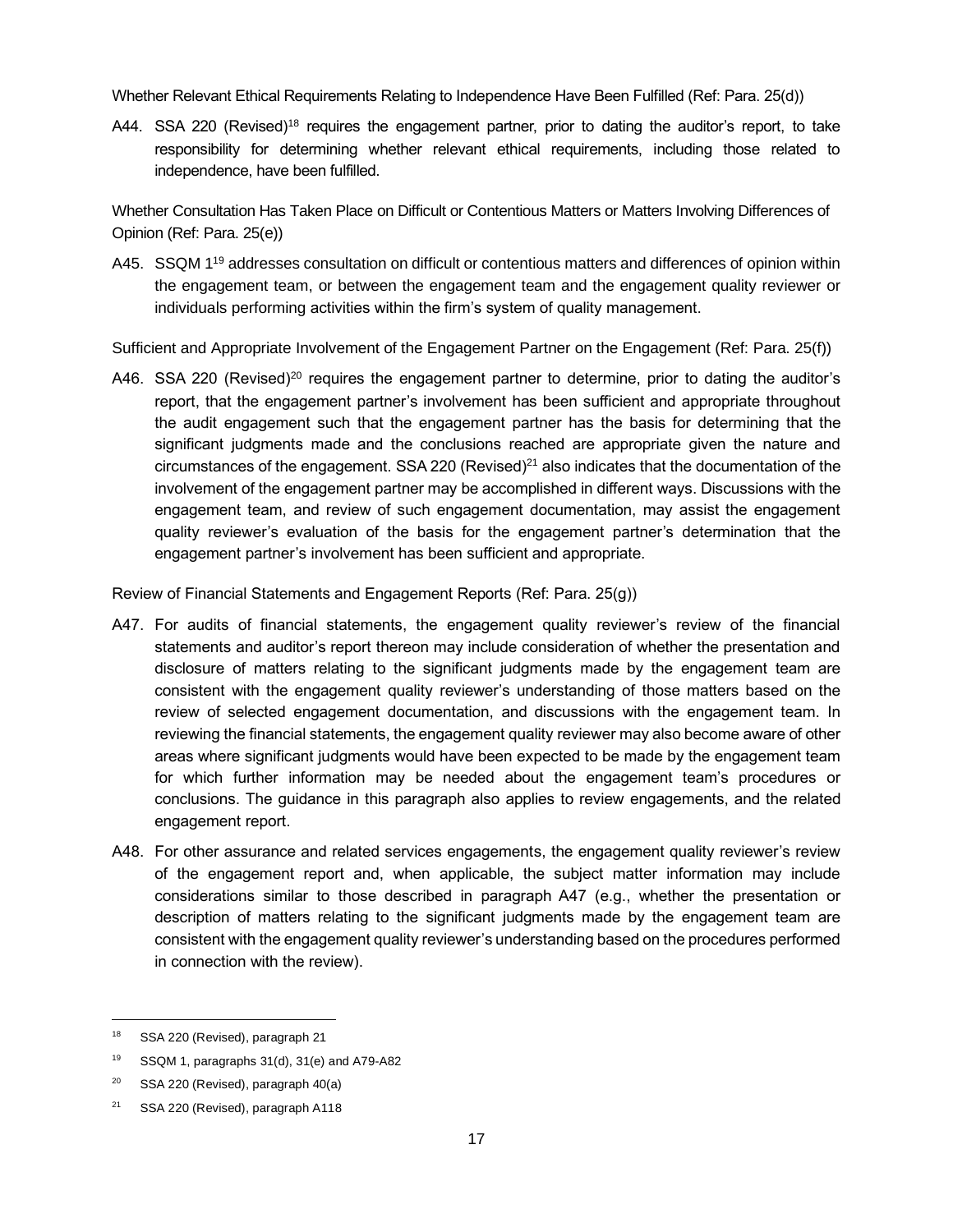Whether Relevant Ethical Requirements Relating to Independence Have Been Fulfilled (Ref: Para. 25(d))

A44. SSA 220 (Revised)[18] requires the engagement partner, prior to dating the auditor's report, to take responsibility for determining whether relevant ethical requirements, including those related to independence, have been fulfilled.

Whether Consultation Has Taken Place on Difficult or Contentious Matters or Matters Involving Differences of Opinion (Ref: Para. 25(e))

A45. SSQM 1[19] addresses consultation on difficult or contentious matters and differences of opinion within the engagement team, or between the engagement team and the engagement quality reviewer or individuals performing activities within the firm's system of quality management.

Sufficient and Appropriate Involvement of the Engagement Partner on the Engagement (Ref: Para. 25(f))

A46. SSA 220 (Revised)[20] requires the engagement partner to determine, prior to dating the auditor's report, that the engagement partner's involvement has been sufficient and appropriate throughout the audit engagement such that the engagement partner has the basis for determining that the significant judgments made and the conclusions reached are appropriate given the nature and circumstances of the engagement. SSA 220 (Revised)[21] also indicates that the documentation of the involvement of the engagement partner may be accomplished in different ways. Discussions with the engagement team, and review of such engagement documentation, may assist the engagement quality reviewer's evaluation of the basis for the engagement partner's determination that the engagement partner's involvement has been sufficient and appropriate.

Review of Financial Statements and Engagement Reports (Ref: Para. 25(g))

A47. For audits of financial statements, the engagement quality reviewer's review of the financial statements and auditor's report thereon may include consideration of whether the presentation and disclosure of matters relating to the significant judgments made by the engagement team are consistent with the engagement quality reviewer's understanding of those matters based on the review of selected engagement documentation, and discussions with the engagement team. In reviewing the financial statements, the engagement quality reviewer may also become aware of other areas where significant judgments would have been expected to be made by the engagement team for which further information may be needed about the engagement team's procedures or conclusions. The guidance in this paragraph also applies to review engagements, and the related engagement report.

A48. For other assurance and related services engagements, the engagement quality reviewer's review of the engagement report and, when applicable, the subject matter information may include considerations similar to those described in paragraph A47 (e.g., whether the presentation or description of matters relating to the significant judgments made by the engagement team are consistent with the engagement quality reviewer's understanding based on the procedures performed in connection with the review).

---

[18] SSA 220 (Revised), paragraph 21

[19] SSQM 1, paragraphs 31(d), 31(e) and A79-A82

[20] SSA 220 (Revised), paragraph 40(a)

[21] SSA 220 (Revised), paragraph A118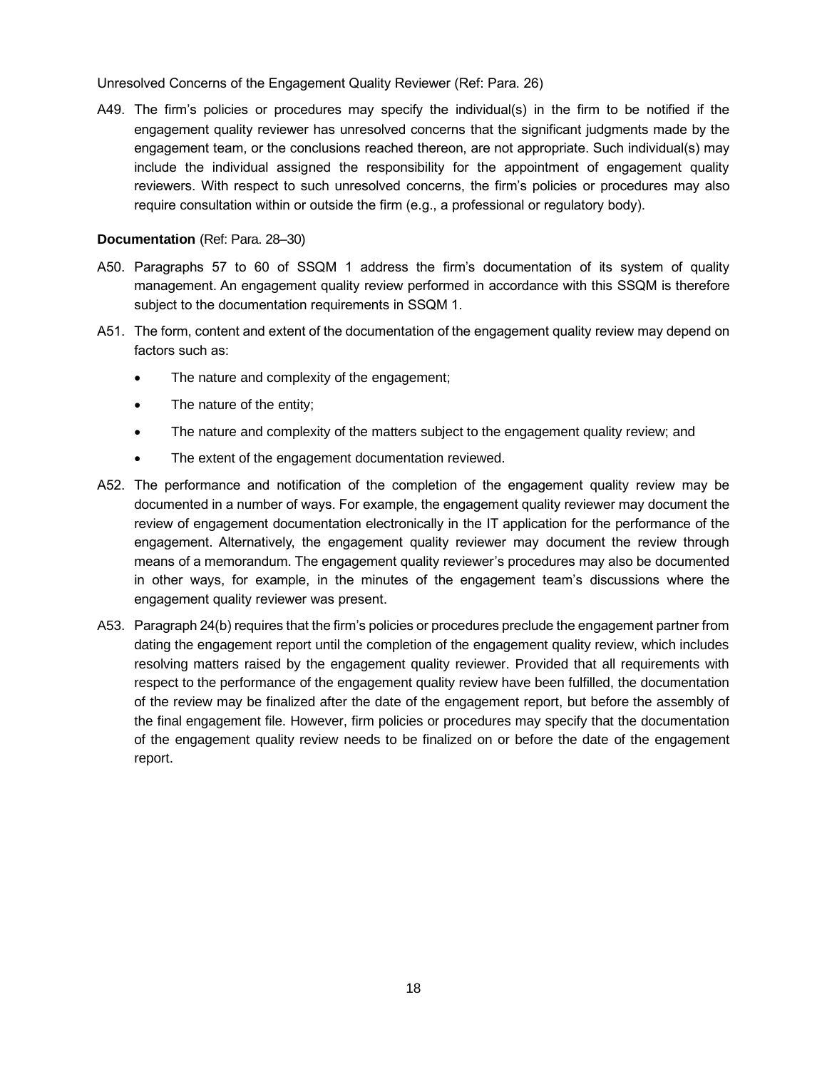Unresolved Concerns of the Engagement Quality Reviewer (Ref: Para. 26)

A49. The firm's policies or procedures may specify the individual(s) in the firm to be notified if the engagement quality reviewer has unresolved concerns that the significant judgments made by the engagement team, or the conclusions reached thereon, are not appropriate. Such individual(s) may include the individual assigned the responsibility for the appointment of engagement quality reviewers. With respect to such unresolved concerns, the firm's policies or procedures may also require consultation within or outside the firm (e.g., a professional or regulatory body).

**Documentation** (Ref: Para. 28–30)

A50. Paragraphs 57 to 60 of SSQM 1 address the firm's documentation of its system of quality management. An engagement quality review performed in accordance with this SSQM is therefore subject to the documentation requirements in SSQM 1.

A51. The form, content and extent of the documentation of the engagement quality review may depend on factors such as:

- The nature and complexity of the engagement;
- The nature of the entity;
- The nature and complexity of the matters subject to the engagement quality review; and
- The extent of the engagement documentation reviewed.

A52. The performance and notification of the completion of the engagement quality review may be documented in a number of ways. For example, the engagement quality reviewer may document the review of engagement documentation electronically in the IT application for the performance of the engagement. Alternatively, the engagement quality reviewer may document the review through means of a memorandum. The engagement quality reviewer's procedures may also be documented in other ways, for example, in the minutes of the engagement team's discussions where the engagement quality reviewer was present.

A53. Paragraph 24(b) requires that the firm's policies or procedures preclude the engagement partner from dating the engagement report until the completion of the engagement quality review, which includes resolving matters raised by the engagement quality reviewer. Provided that all requirements with respect to the performance of the engagement quality review have been fulfilled, the documentation of the review may be finalized after the date of the engagement report, but before the assembly of the final engagement file. However, firm policies or procedures may specify that the documentation of the engagement quality review needs to be finalized on or before the date of the engagement report.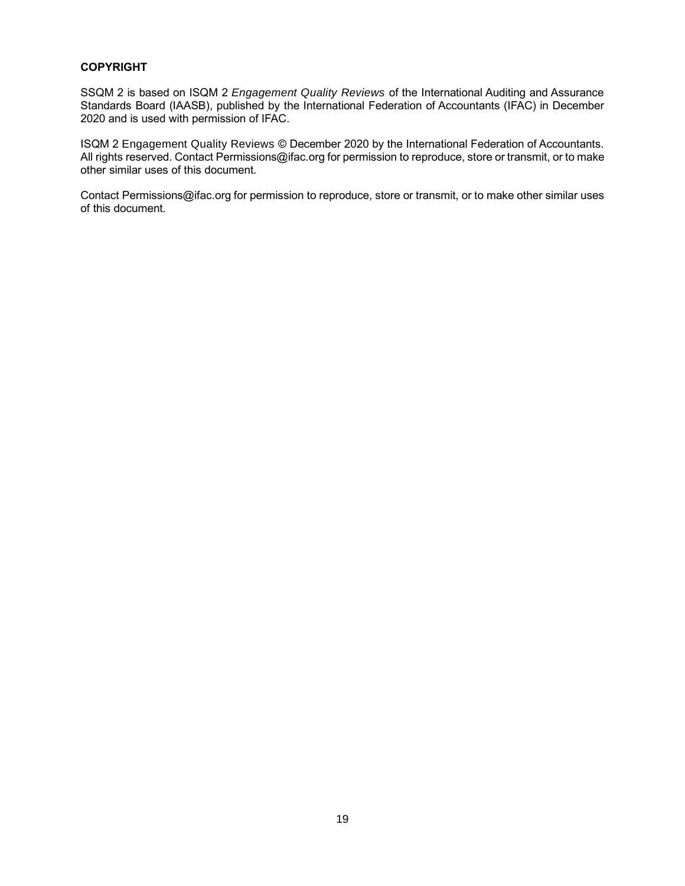**COPYRIGHT**

SSQM 2 is based on ISQM 2 *Engagement Quality Reviews* of the International Auditing and Assurance Standards Board (IAASB), published by the International Federation of Accountants (IFAC) in December 2020 and is used with permission of IFAC.

ISQM 2 Engagement Quality Reviews © December 2020 by the International Federation of Accountants. All rights reserved. Contact Permissions@ifac.org for permission to reproduce, store or transmit, or to make other similar uses of this document.

Contact Permissions@ifac.org for permission to reproduce, store or transmit, or to make other similar uses of this document.